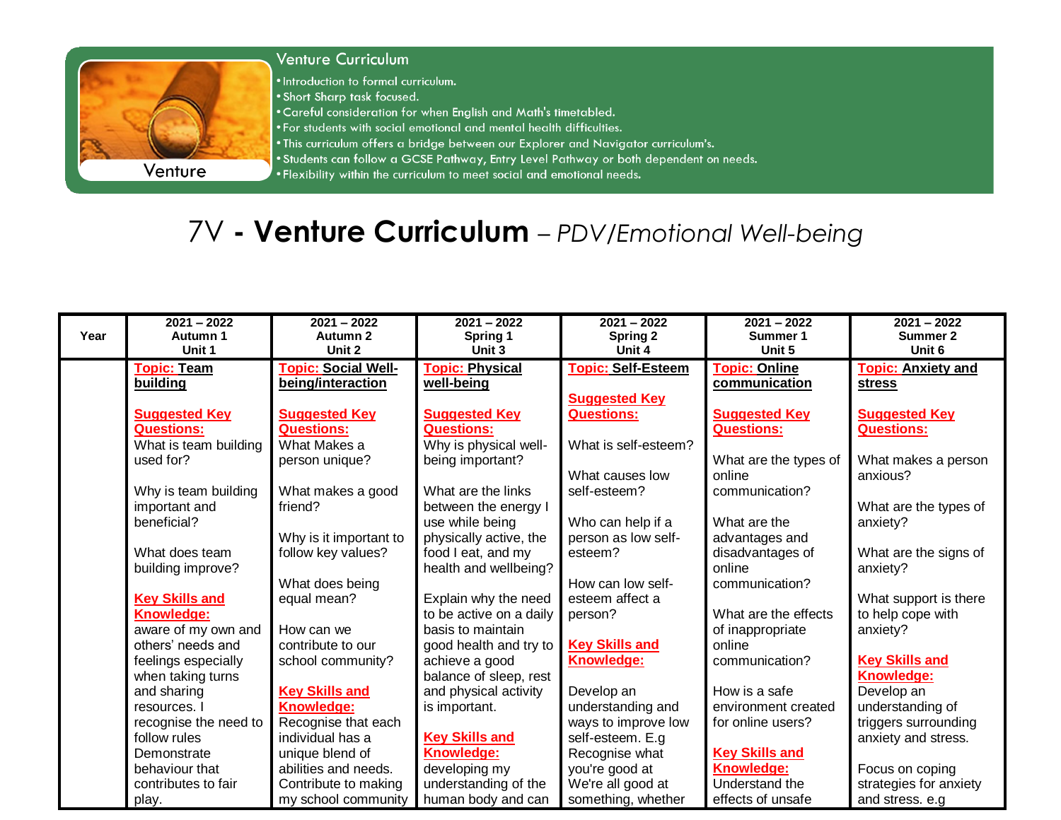## Venture Curriculum

Venture

- Introduction to formal curriculum.
- Short Sharp task focused.
- Careful consideration for when English and Math's timetabled.
- For students with social emotional and mental health difficulties.
- This curriculum offers a bridge between our Explorer and Navigator curriculum's.
- Students can follow a GCSE Pathway, Entry Level Pathway or both dependent on needs.
- Flexibility within the curriculum to meet social and emotional needs.

# 7V - **Venture Curriculum** – *PDV/Emotional Well-being*

| Year | 2021 – 2022 Autumn 1 Unit 1 | 2021 – 2022 Autumn 2 Unit 2 | 2021 – 2022 Spring 1 Unit 3 | 2021 – 2022 Spring 2 Unit 4 | 2021 – 2022 Summer 1 Unit 5 | 2021 – 2022 Summer 2 Unit 6 |
|---|---|---|---|---|---|---|
| | **Topic: Team building**<br><br>**Suggested Key Questions:**<br>What is team building used for?<br><br>Why is team building important and beneficial?<br><br>What does team building improve?<br><br>**Key Skills and Knowledge:**<br>aware of my own and others' needs and feelings especially when taking turns and sharing resources. I recognise the need to follow rules Demonstrate behaviour that contributes to fair play. | **Topic: Social Well-being/interaction**<br><br>**Suggested Key Questions:**<br>What Makes a person unique?<br><br>What makes a good friend?<br><br>Why is it important to follow key values?<br><br>What does being equal mean?<br><br>How can we contribute to our school community?<br><br>**Key Skills and Knowledge:**<br>Recognise that each individual has a unique blend of abilities and needs. Contribute to making my school community | **Topic: Physical well-being**<br><br>**Suggested Key Questions:**<br>Why is physical well-being important?<br><br>What are the links between the energy I use while being physically active, the food I eat, and my health and wellbeing?<br><br>Explain why the need to be active on a daily basis to maintain good health and try to achieve a good balance of sleep, rest and physical activity is important.<br><br>**Key Skills and Knowledge:**<br>developing my understanding of the human body and can | **Topic: Self-Esteem**<br><br>**Suggested Key Questions:**<br><br>What is self-esteem?<br><br>What causes low self-esteem?<br><br>Who can help if a person as low self-esteem?<br><br>How can low self-esteem affect a person?<br><br>**Key Skills and Knowledge:**<br><br>Develop an understanding and ways to improve low self-esteem. E.g Recognise what you're good at We're all good at something, whether | **Topic: Online communication**<br><br>**Suggested Key Questions:**<br><br>What are the types of online communication?<br><br>What are the advantages and disadvantages of online communication?<br><br>What are the effects of inappropriate online communication?<br><br>How is a safe environment created for online users?<br><br>**Key Skills and Knowledge:**<br>Understand the effects of unsafe | **Topic: Anxiety and stress**<br><br>**Suggested Key Questions:**<br><br>What makes a person anxious?<br><br>What are the types of anxiety?<br><br>What are the signs of anxiety?<br><br>What support is there to help cope with anxiety?<br><br>**Key Skills and Knowledge:**<br>Develop an understanding of triggers surrounding anxiety and stress.<br><br>Focus on coping strategies for anxiety and stress. e.g |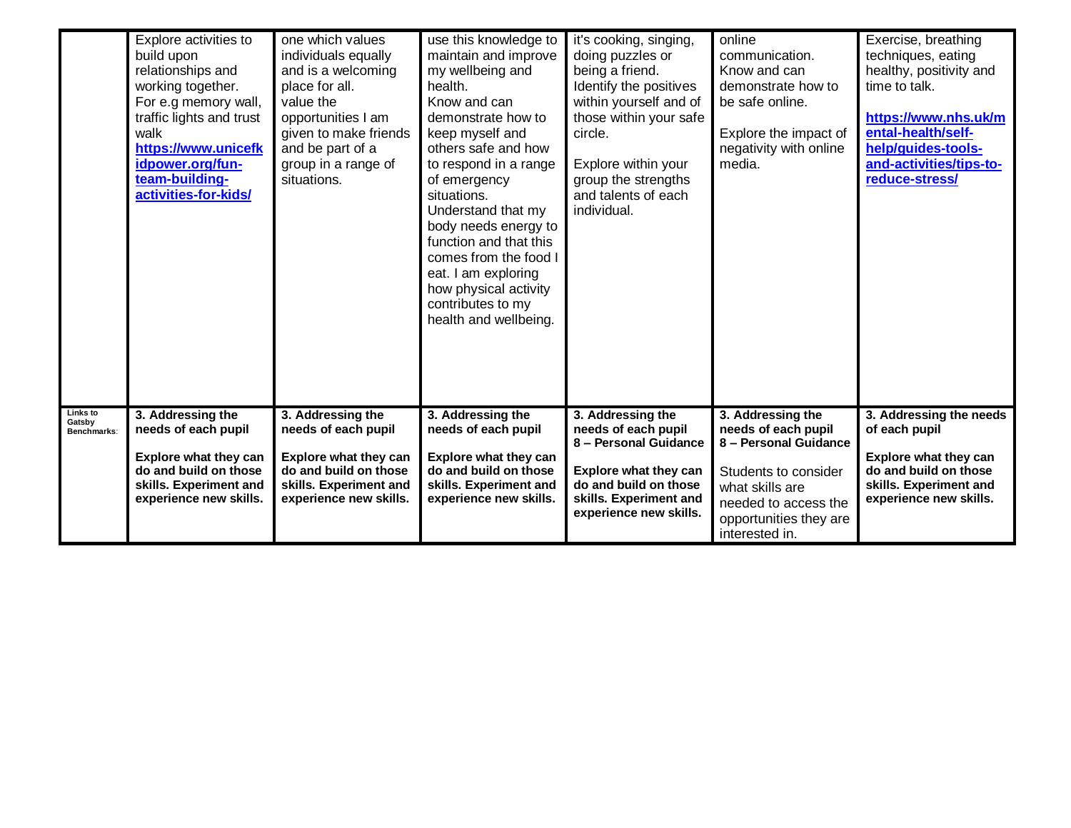| | | | | | | |
|---|---|---|---|---|---|---|
| | Explore activities to build upon relationships and working together. For e.g memory wall, traffic lights and trust walk **https://www.unicefkidpower.org/fun-team-building-activities-for-kids/** | one which values individuals equally and is a welcoming place for all. value the opportunities I am given to make friends and be part of a group in a range of situations. | use this knowledge to maintain and improve my wellbeing and health. Know and can demonstrate how to keep myself and others safe and how to respond in a range of emergency situations. Understand that my body needs energy to function and that this comes from the food I eat. I am exploring how physical activity contributes to my health and wellbeing. | it's cooking, singing, doing puzzles or being a friend. Identify the positives within yourself and of those within your safe circle.<br><br>Explore within your group the strengths and talents of each individual. | online communication. Know and can demonstrate how to be safe online.<br><br>Explore the impact of negativity with online media. | Exercise, breathing techniques, eating healthy, positivity and time to talk.<br><br>**https://www.nhs.uk/mental-health/self-help/guides-tools-and-activities/tips-to-reduce-stress/** |
| **Links to Gatsby Benchmarks**: | **3. Addressing the needs of each pupil**<br><br>**Explore what they can do and build on those skills. Experiment and experience new skills.** | **3. Addressing the needs of each pupil**<br><br>**Explore what they can do and build on those skills. Experiment and experience new skills.** | **3. Addressing the needs of each pupil**<br><br>**Explore what they can do and build on those skills. Experiment and experience new skills.** | **3. Addressing the needs of each pupil**<br>**8 – Personal Guidance**<br><br>**Explore what they can do and build on those skills. Experiment and experience new skills.** | **3. Addressing the needs of each pupil**<br>**8 – Personal Guidance**<br><br>Students to consider what skills are needed to access the opportunities they are interested in. | **3. Addressing the needs of each pupil**<br><br>**Explore what they can do and build on those skills. Experiment and experience new skills.** |